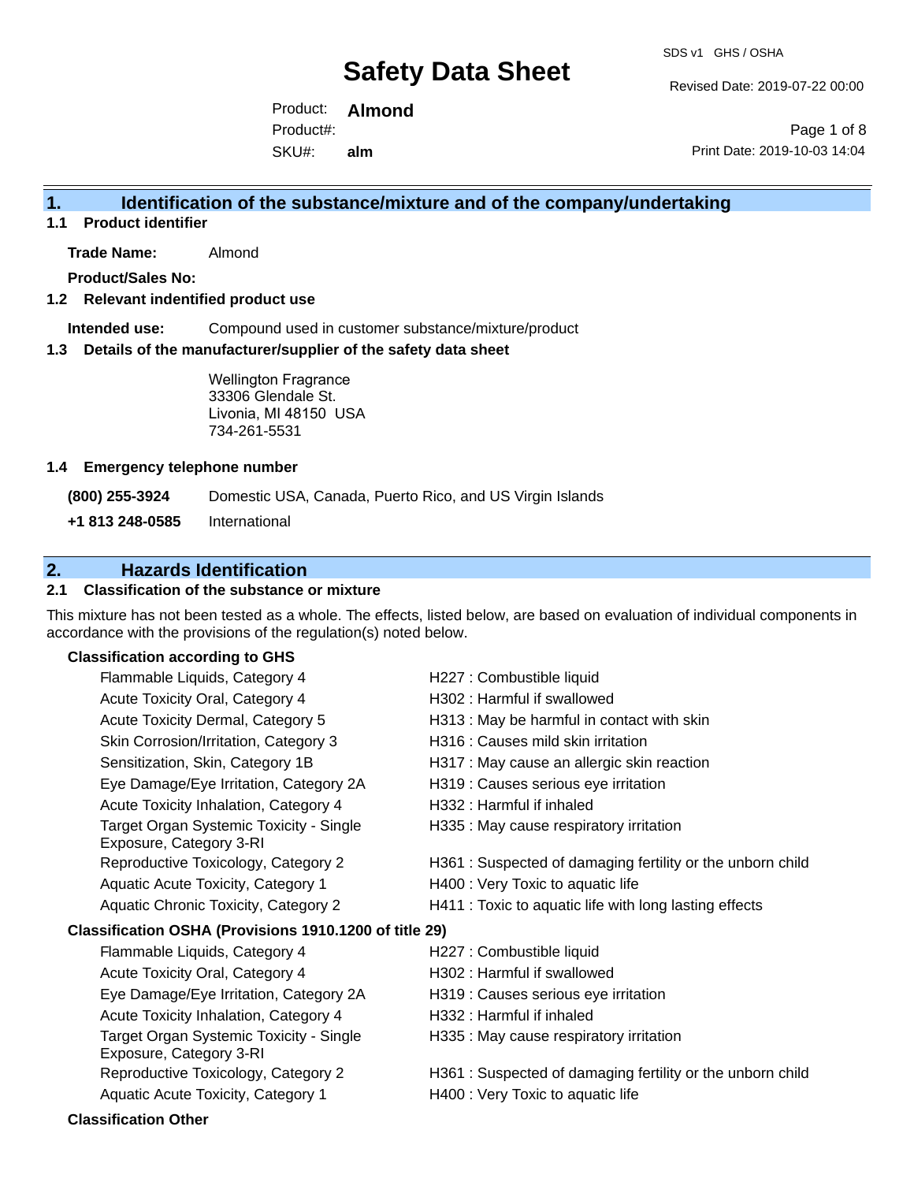# Safety Data Sheet

SDS v1 GHS / OSHA

Revised Date: 2019-07-22 00:00

Print Date: 2019-10-03 14:04

Product: **Almond**
Product#:
SKU#: **alm**

## 1. Identification of the substance/mixture and of the company/undertaking

### 1.1 Product identifier

**Trade Name:** Almond

**Product/Sales No:**

### 1.2 Relevant indentified product use

**Intended use:** Compound used in customer substance/mixture/product

### 1.3 Details of the manufacturer/supplier of the safety data sheet

Wellington Fragrance
33306 Glendale St.
Livonia, MI 48150 USA
734-261-5531

### 1.4 Emergency telephone number

| | |
|---|---|
| **(800) 255-3924** | Domestic USA, Canada, Puerto Rico, and US Virgin Islands |
| **+1 813 248-0585** | International |

## 2. Hazards Identification

### 2.1 Classification of the substance or mixture

This mixture has not been tested as a whole. The effects, listed below, are based on evaluation of individual components in accordance with the provisions of the regulation(s) noted below.

**Classification according to GHS**

| | |
|---|---|
| Flammable Liquids, Category 4 | H227 : Combustible liquid |
| Acute Toxicity Oral, Category 4 | H302 : Harmful if swallowed |
| Acute Toxicity Dermal, Category 5 | H313 : May be harmful in contact with skin |
| Skin Corrosion/Irritation, Category 3 | H316 : Causes mild skin irritation |
| Sensitization, Skin, Category 1B | H317 : May cause an allergic skin reaction |
| Eye Damage/Eye Irritation, Category 2A | H319 : Causes serious eye irritation |
| Acute Toxicity Inhalation, Category 4 | H332 : Harmful if inhaled |
| Target Organ Systemic Toxicity - Single Exposure, Category 3-RI | H335 : May cause respiratory irritation |
| Reproductive Toxicology, Category 2 | H361 : Suspected of damaging fertility or the unborn child |
| Aquatic Acute Toxicity, Category 1 | H400 : Very Toxic to aquatic life |
| Aquatic Chronic Toxicity, Category 2 | H411 : Toxic to aquatic life with long lasting effects |

**Classification OSHA (Provisions 1910.1200 of title 29)**

| | |
|---|---|
| Flammable Liquids, Category 4 | H227 : Combustible liquid |
| Acute Toxicity Oral, Category 4 | H302 : Harmful if swallowed |
| Eye Damage/Eye Irritation, Category 2A | H319 : Causes serious eye irritation |
| Acute Toxicity Inhalation, Category 4 | H332 : Harmful if inhaled |
| Target Organ Systemic Toxicity - Single Exposure, Category 3-RI | H335 : May cause respiratory irritation |
| Reproductive Toxicology, Category 2 | H361 : Suspected of damaging fertility or the unborn child |
| Aquatic Acute Toxicity, Category 1 | H400 : Very Toxic to aquatic life |

**Classification Other**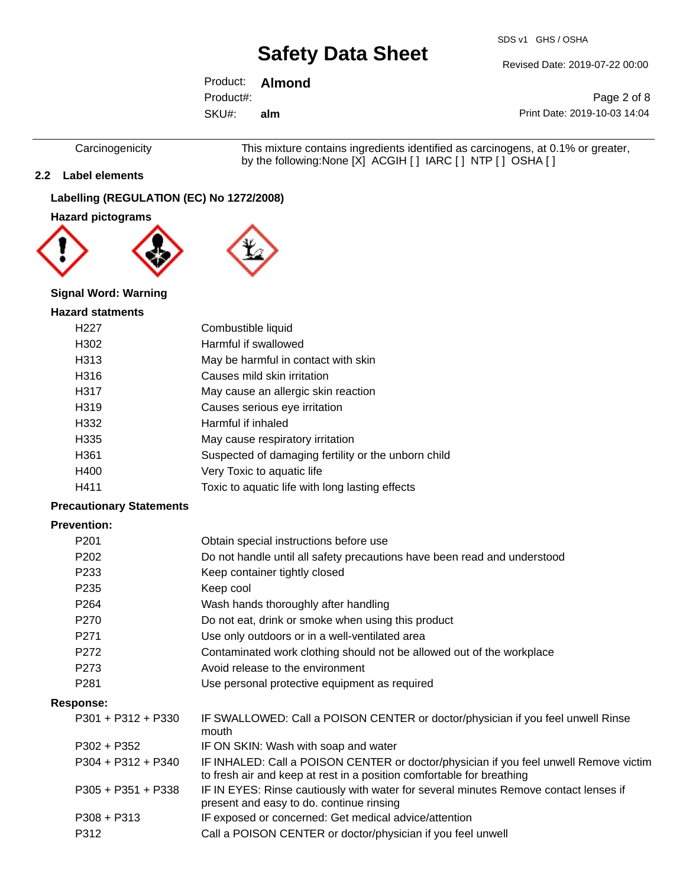| | |
|---|---|
| Carcinogenicity | This mixture contains ingredients identified as carcinogens, at 0.1% or greater, by the following:None [X] ACGIH [ ] IARC [ ] NTP [ ] OSHA [ ] |

## 2.2 Label elements

### Labelling (REGULATION (EC) No 1272/2008)

### Hazard pictograms

**Signal Word: Warning**

### Hazard statments

| | |
|---|---|
| H227 | Combustible liquid |
| H302 | Harmful if swallowed |
| H313 | May be harmful in contact with skin |
| H316 | Causes mild skin irritation |
| H317 | May cause an allergic skin reaction |
| H319 | Causes serious eye irritation |
| H332 | Harmful if inhaled |
| H335 | May cause respiratory irritation |
| H361 | Suspected of damaging fertility or the unborn child |
| H400 | Very Toxic to aquatic life |
| H411 | Toxic to aquatic life with long lasting effects |

### Precautionary Statements

**Prevention:**

| | |
|---|---|
| P201 | Obtain special instructions before use |
| P202 | Do not handle until all safety precautions have been read and understood |
| P233 | Keep container tightly closed |
| P235 | Keep cool |
| P264 | Wash hands thoroughly after handling |
| P270 | Do not eat, drink or smoke when using this product |
| P271 | Use only outdoors or in a well-ventilated area |
| P272 | Contaminated work clothing should not be allowed out of the workplace |
| P273 | Avoid release to the environment |
| P281 | Use personal protective equipment as required |

**Response:**

| | |
|---|---|
| P301 + P312 + P330 | IF SWALLOWED: Call a POISON CENTER or doctor/physician if you feel unwell Rinse mouth |
| P302 + P352 | IF ON SKIN: Wash with soap and water |
| P304 + P312 + P340 | IF INHALED: Call a POISON CENTER or doctor/physician if you feel unwell Remove victim to fresh air and keep at rest in a position comfortable for breathing |
| P305 + P351 + P338 | IF IN EYES: Rinse cautiously with water for several minutes Remove contact lenses if present and easy to do. continue rinsing |
| P308 + P313 | IF exposed or concerned: Get medical advice/attention |
| P312 | Call a POISON CENTER or doctor/physician if you feel unwell |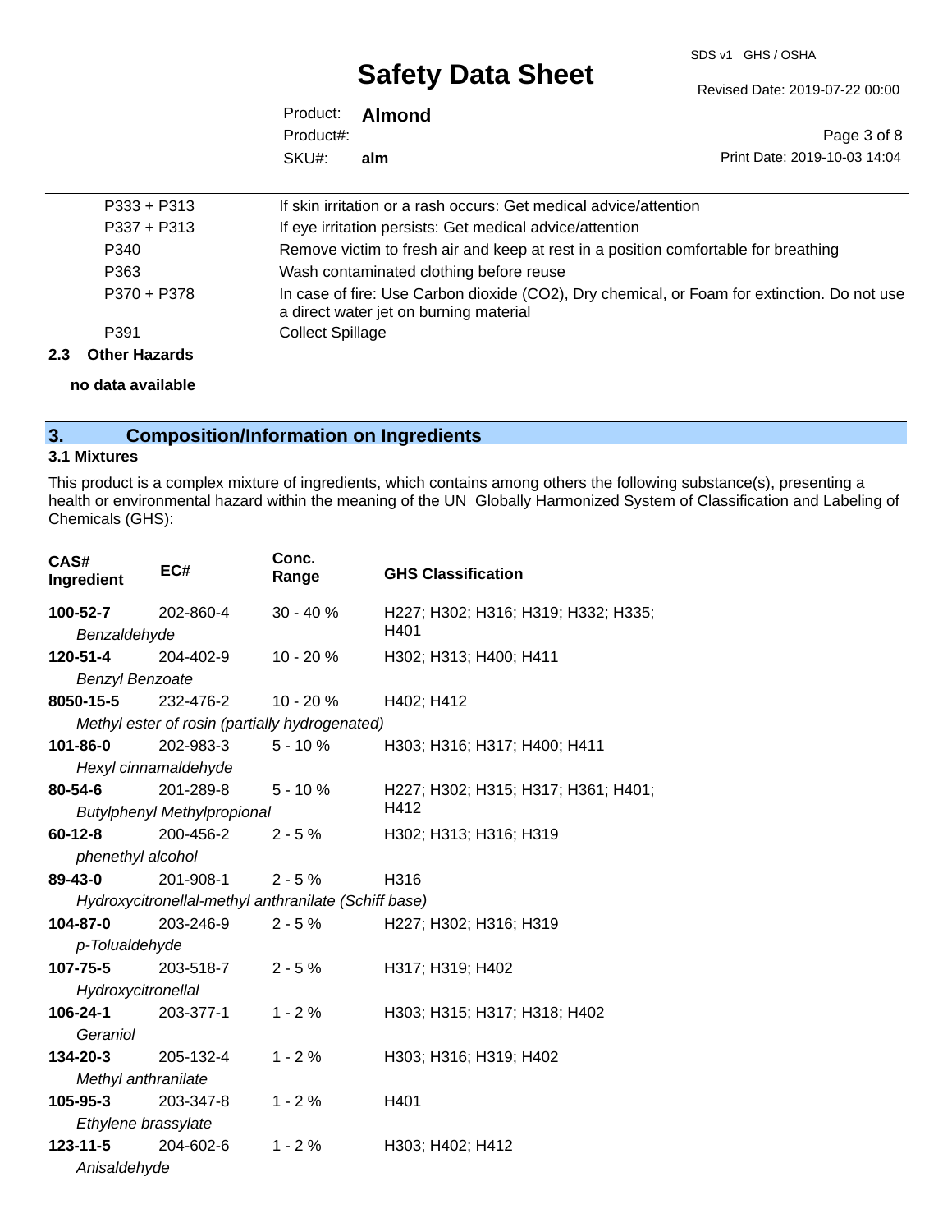| | |
|---|---|
| P333 + P313 | If skin irritation or a rash occurs: Get medical advice/attention |
| P337 + P313 | If eye irritation persists: Get medical advice/attention |
| P340 | Remove victim to fresh air and keep at rest in a position comfortable for breathing |
| P363 | Wash contaminated clothing before reuse |
| P370 + P378 | In case of fire: Use Carbon dioxide ($CO_2$), Dry chemical, or Foam for extinction. Do not use a direct water jet on burning material |
| P391 | Collect Spillage |

### 2.3 Other Hazards

**no data available**

## 3. Composition/Information on Ingredients

### 3.1 Mixtures

This product is a complex mixture of ingredients, which contains among others the following substance(s), presenting a health or environmental hazard within the meaning of the UN Globally Harmonized System of Classification and Labeling of Chemicals (GHS):

| CAS# Ingredient | EC# | Conc. Range | GHS Classification |
|---|---|---|---|
| **100-52-7** *Benzaldehyde* | 202-860-4 | 30 - 40 % | H227; H302; H316; H319; H332; H335; H401 |
| **120-51-4** *Benzyl Benzoate* | 204-402-9 | 10 - 20 % | H302; H313; H400; H411 |
| **8050-15-5** *Methyl ester of rosin (partially hydrogenated)* | 232-476-2 | 10 - 20 % | H402; H412 |
| **101-86-0** *Hexyl cinnamaldehyde* | 202-983-3 | 5 - 10 % | H303; H316; H317; H400; H411 |
| **80-54-6** *Butylphenyl Methylpropional* | 201-289-8 | 5 - 10 % | H227; H302; H315; H317; H361; H401; H412 |
| **60-12-8** *phenethyl alcohol* | 200-456-2 | 2 - 5 % | H302; H313; H316; H319 |
| **89-43-0** *Hydroxycitronellal-methyl anthranilate (Schiff base)* | 201-908-1 | 2 - 5 % | H316 |
| **104-87-0** *p-Tolualdehyde* | 203-246-9 | 2 - 5 % | H227; H302; H316; H319 |
| **107-75-5** *Hydroxycitronellal* | 203-518-7 | 2 - 5 % | H317; H319; H402 |
| **106-24-1** *Geraniol* | 203-377-1 | 1 - 2 % | H303; H315; H317; H318; H402 |
| **134-20-3** *Methyl anthranilate* | 205-132-4 | 1 - 2 % | H303; H316; H319; H402 |
| **105-95-3** *Ethylene brassylate* | 203-347-8 | 1 - 2 % | H401 |
| **123-11-5** *Anisaldehyde* | 204-602-6 | 1 - 2 % | H303; H402; H412 |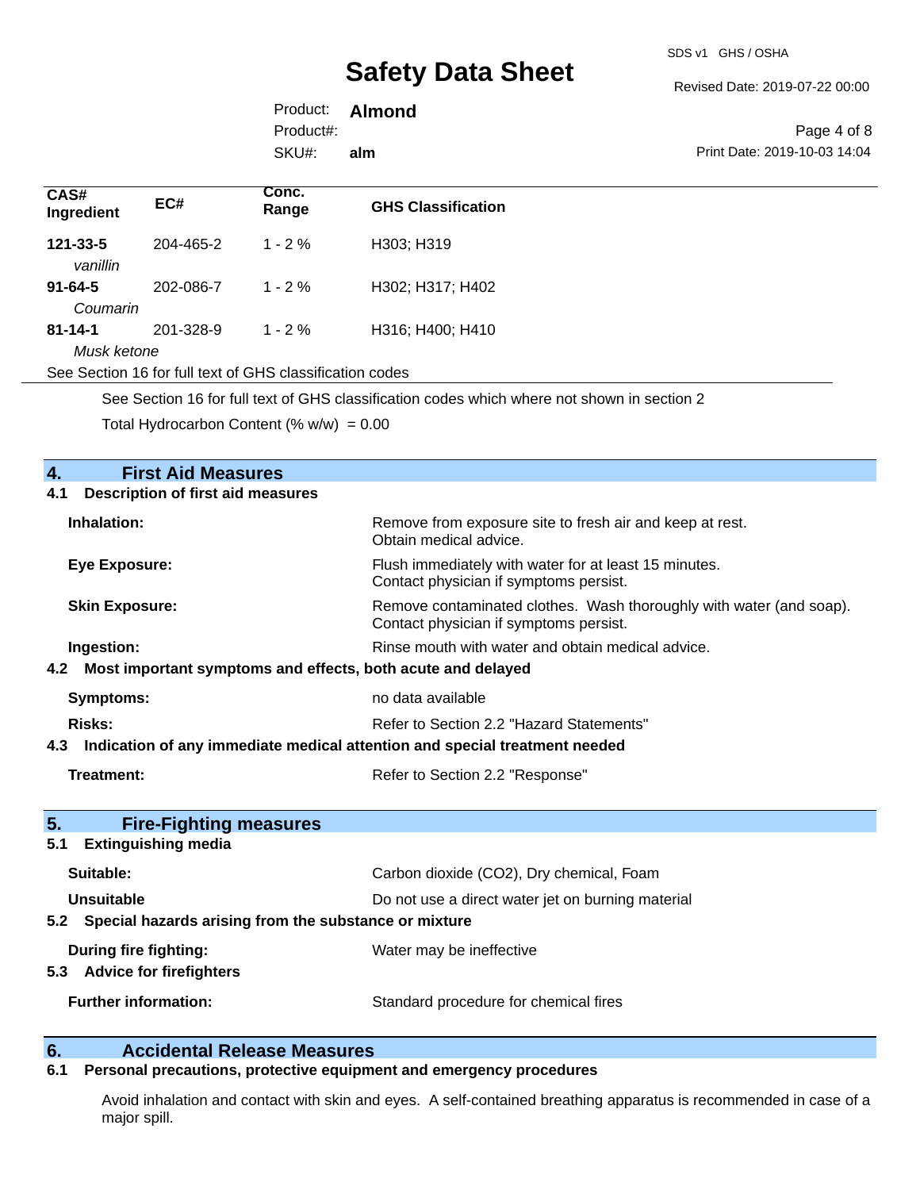| CAS# Ingredient | EC# | Conc. Range | GHS Classification |
|---|---|---|---|
| **121-33-5** *vanillin* | 204-465-2 | 1 - 2 % | H303; H319 |
| **91-64-5** *Coumarin* | 202-086-7 | 1 - 2 % | H302; H317; H402 |
| **81-14-1** *Musk ketone* | 201-328-9 | 1 - 2 % | H316; H400; H410 |

See Section 16 for full text of GHS classification codes

See Section 16 for full text of GHS classification codes which where not shown in section 2

Total Hydrocarbon Content (% w/w) = 0.00

## 4. First Aid Measures

### 4.1 Description of first aid measures

**Inhalation:** Remove from exposure site to fresh air and keep at rest. Obtain medical advice.

**Eye Exposure:** Flush immediately with water for at least 15 minutes. Contact physician if symptoms persist.

**Skin Exposure:** Remove contaminated clothes. Wash thoroughly with water (and soap). Contact physician if symptoms persist.

**Ingestion:** Rinse mouth with water and obtain medical advice.

### 4.2 Most important symptoms and effects, both acute and delayed

**Symptoms:** no data available

**Risks:** Refer to Section 2.2 "Hazard Statements"

### 4.3 Indication of any immediate medical attention and special treatment needed

**Treatment:** Refer to Section 2.2 "Response"

## 5. Fire-Fighting measures

### 5.1 Extinguishing media

**Suitable:** Carbon dioxide (CO2), Dry chemical, Foam

**Unsuitable** Do not use a direct water jet on burning material

### 5.2 Special hazards arising from the substance or mixture

**During fire fighting:** Water may be ineffective

### 5.3 Advice for firefighters

**Further information:** Standard procedure for chemical fires

## 6. Accidental Release Measures

### 6.1 Personal precautions, protective equipment and emergency procedures

Avoid inhalation and contact with skin and eyes. A self-contained breathing apparatus is recommended in case of a major spill.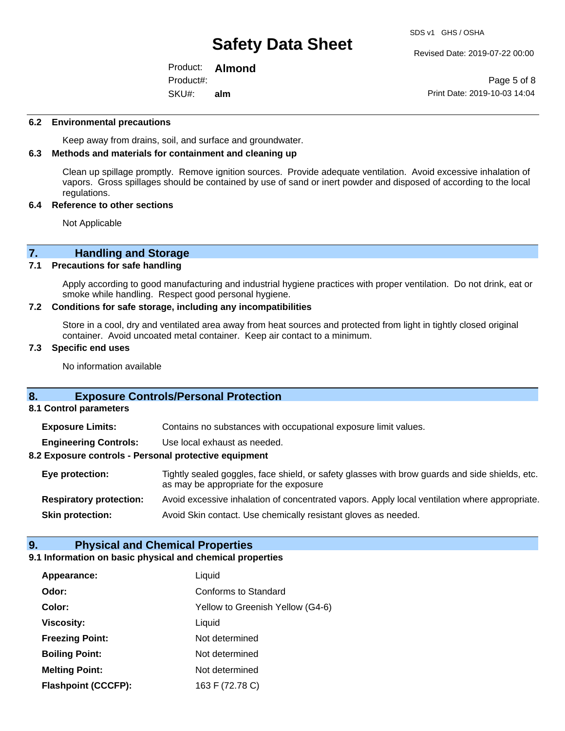### 6.2 Environmental precautions

Keep away from drains, soil, and surface and groundwater.

### 6.3 Methods and materials for containment and cleaning up

Clean up spillage promptly. Remove ignition sources. Provide adequate ventilation. Avoid excessive inhalation of vapors. Gross spillages should be contained by use of sand or inert powder and disposed of according to the local regulations.

### 6.4 Reference to other sections

Not Applicable

## 7. Handling and Storage

### 7.1 Precautions for safe handling

Apply according to good manufacturing and industrial hygiene practices with proper ventilation. Do not drink, eat or smoke while handling. Respect good personal hygiene.

### 7.2 Conditions for safe storage, including any incompatibilities

Store in a cool, dry and ventilated area away from heat sources and protected from light in tightly closed original container. Avoid uncoated metal container. Keep air contact to a minimum.

### 7.3 Specific end uses

No information available

## 8. Exposure Controls/Personal Protection

### 8.1 Control parameters

| | |
|---|---|
| **Exposure Limits:** | Contains no substances with occupational exposure limit values. |
| **Engineering Controls:** | Use local exhaust as needed. |

### 8.2 Exposure controls - Personal protective equipment

| | |
|---|---|
| **Eye protection:** | Tightly sealed goggles, face shield, or safety glasses with brow guards and side shields, etc. as may be appropriate for the exposure |
| **Respiratory protection:** | Avoid excessive inhalation of concentrated vapors. Apply local ventilation where appropriate. |
| **Skin protection:** | Avoid Skin contact. Use chemically resistant gloves as needed. |

## 9. Physical and Chemical Properties

### 9.1 Information on basic physical and chemical properties

| | |
|---|---|
| **Appearance:** | Liquid |
| **Odor:** | Conforms to Standard |
| **Color:** | Yellow to Greenish Yellow (G4-6) |
| **Viscosity:** | Liquid |
| **Freezing Point:** | Not determined |
| **Boiling Point:** | Not determined |
| **Melting Point:** | Not determined |
| **Flashpoint (CCCFP):** | 163 F (72.78 C) |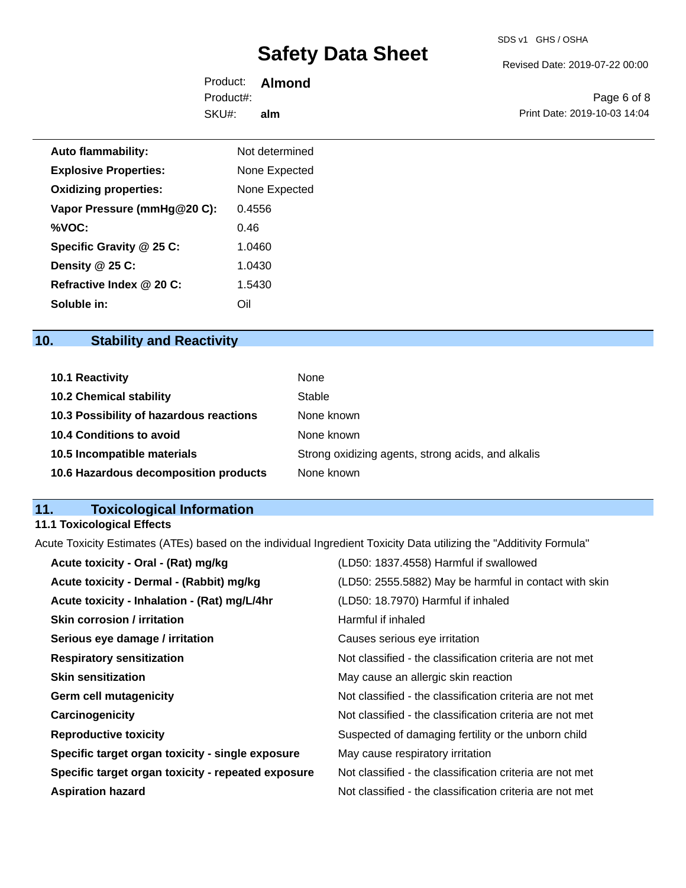| | |
|---|---|
| **Auto flammability:** | Not determined |
| **Explosive Properties:** | None Expected |
| **Oxidizing properties:** | None Expected |
| **Vapor Pressure (mmHg@20 C):** | 0.4556 |
| **%VOC:** | 0.46 |
| **Specific Gravity @ 25 C:** | 1.0460 |
| **Density @ 25 C:** | 1.0430 |
| **Refractive Index @ 20 C:** | 1.5430 |
| **Soluble in:** | Oil |

## 10. Stability and Reactivity

| | |
|---|---|
| **10.1 Reactivity** | None |
| **10.2 Chemical stability** | Stable |
| **10.3 Possibility of hazardous reactions** | None known |
| **10.4 Conditions to avoid** | None known |
| **10.5 Incompatible materials** | Strong oxidizing agents, strong acids, and alkalis |
| **10.6 Hazardous decomposition products** | None known |

## 11. Toxicological Information

### 11.1 Toxicological Effects

Acute Toxicity Estimates (ATEs) based on the individual Ingredient Toxicity Data utilizing the "Additivity Formula"

| | |
|---|---|
| **Acute toxicity - Oral - (Rat) mg/kg** | (LD50: 1837.4558) Harmful if swallowed |
| **Acute toxicity - Dermal - (Rabbit) mg/kg** | (LD50: 2555.5882) May be harmful in contact with skin |
| **Acute toxicity - Inhalation - (Rat) mg/L/4hr** | (LD50: 18.7970) Harmful if inhaled |
| **Skin corrosion / irritation** | Harmful if inhaled |
| **Serious eye damage / irritation** | Causes serious eye irritation |
| **Respiratory sensitization** | Not classified - the classification criteria are not met |
| **Skin sensitization** | May cause an allergic skin reaction |
| **Germ cell mutagenicity** | Not classified - the classification criteria are not met |
| **Carcinogenicity** | Not classified - the classification criteria are not met |
| **Reproductive toxicity** | Suspected of damaging fertility or the unborn child |
| **Specific target organ toxicity - single exposure** | May cause respiratory irritation |
| **Specific target organ toxicity - repeated exposure** | Not classified - the classification criteria are not met |
| **Aspiration hazard** | Not classified - the classification criteria are not met |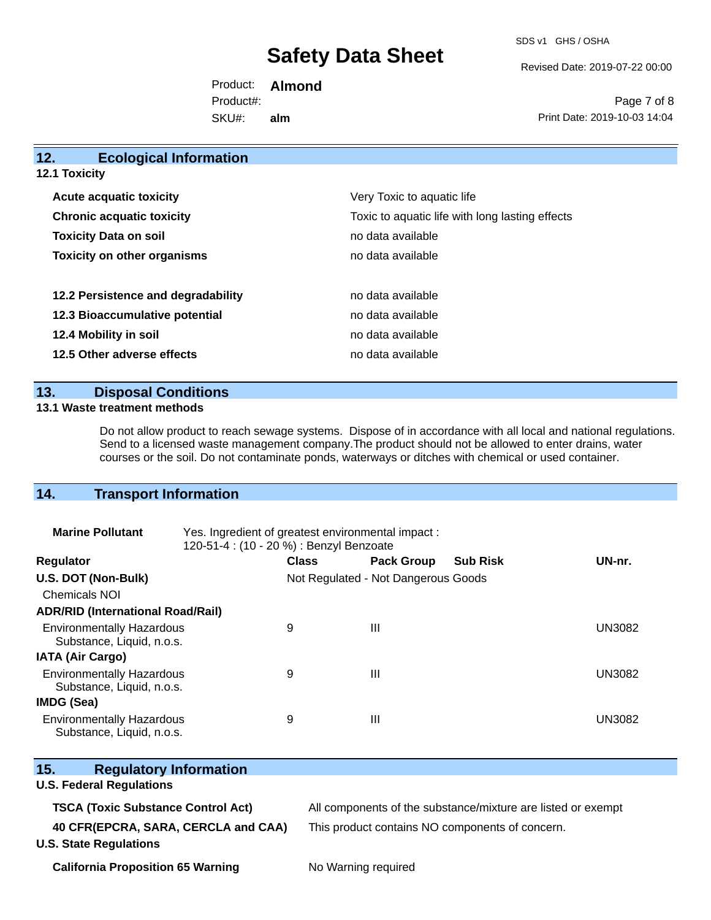## 12. Ecological Information

### 12.1 Toxicity

| | |
|---|---|
| **Acute acquatic toxicity** | Very Toxic to aquatic life |
| **Chronic acquatic toxicity** | Toxic to aquatic life with long lasting effects |
| **Toxicity Data on soil** | no data available |
| **Toxicity on other organisms** | no data available |

| | |
|---|---|
| **12.2 Persistence and degradability** | no data available |
| **12.3 Bioaccumulative potential** | no data available |
| **12.4 Mobility in soil** | no data available |
| **12.5 Other adverse effects** | no data available |

## 13. Disposal Conditions

### 13.1 Waste treatment methods

Do not allow product to reach sewage systems. Dispose of in accordance with all local and national regulations. Send to a licensed waste management company.The product should not be allowed to enter drains, water courses or the soil. Do not contaminate ponds, waterways or ditches with chemical or used container.

## 14. Transport Information

**Marine Pollutant** Yes. Ingredient of greatest environmental impact : 120-51-4 : (10 - 20 %) : Benzyl Benzoate

| Regulator | Class | Pack Group | Sub Risk | UN-nr. |
|---|---|---|---|---|
| **U.S. DOT (Non-Bulk)** | Not Regulated - Not Dangerous Goods | | | |
| Chemicals NOI | | | | |
| **ADR/RID (International Road/Rail)** | | | | |
| Environmentally Hazardous Substance, Liquid, n.o.s. | 9 | III | | UN3082 |
| **IATA (Air Cargo)** | | | | |
| Environmentally Hazardous Substance, Liquid, n.o.s. | 9 | III | | UN3082 |
| **IMDG (Sea)** | | | | |
| Environmentally Hazardous Substance, Liquid, n.o.s. | 9 | III | | UN3082 |

## 15. Regulatory Information

### U.S. Federal Regulations

| | |
|---|---|
| **TSCA (Toxic Substance Control Act)** | All components of the substance/mixture are listed or exempt |
| **40 CFR(EPCRA, SARA, CERCLA and CAA)** | This product contains NO components of concern. |

### U.S. State Regulations

| | |
|---|---|
| **California Proposition 65 Warning** | No Warning required |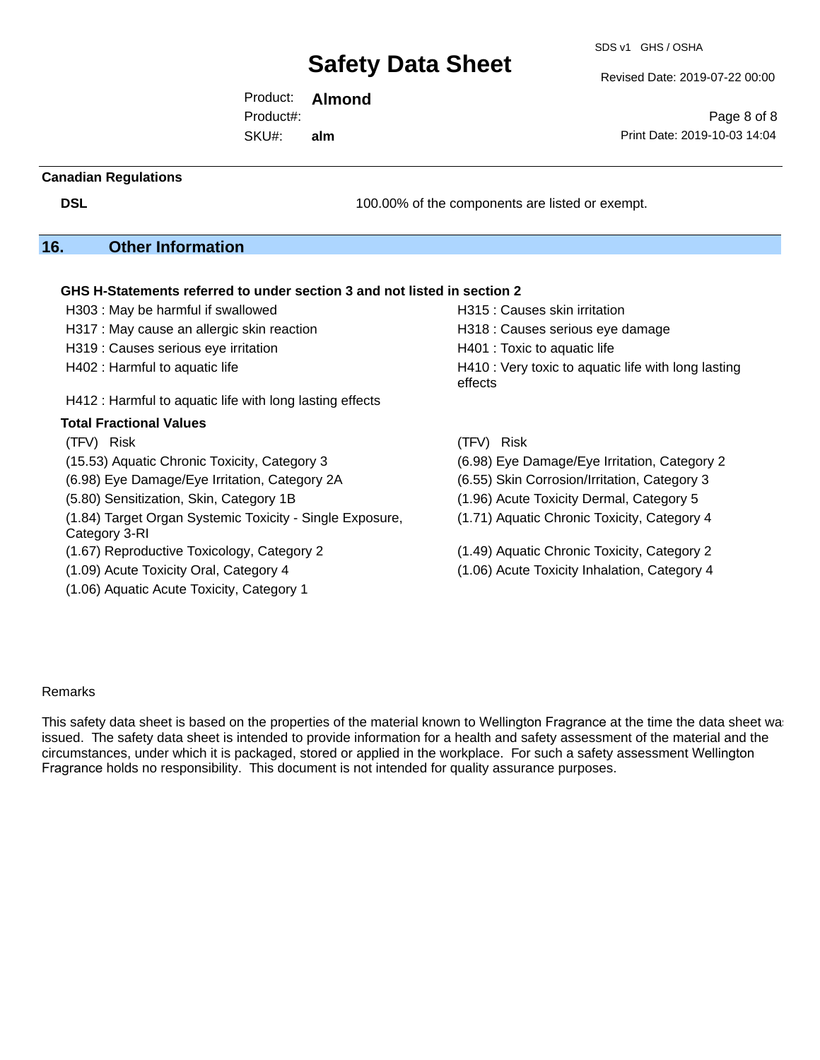### Canadian Regulations

**DSL** 100.00% of the components are listed or exempt.

## 16. Other Information

**GHS H-Statements referred to under section 3 and not listed in section 2**

H303 : May be harmful if swallowed
H315 : Causes skin irritation
H317 : May cause an allergic skin reaction
H318 : Causes serious eye damage
H319 : Causes serious eye irritation
H401 : Toxic to aquatic life
H402 : Harmful to aquatic life
H410 : Very toxic to aquatic life with long lasting effects
H412 : Harmful to aquatic life with long lasting effects

**Total Fractional Values**

(TFV) Risk

(15.53) Aquatic Chronic Toxicity, Category 3
(6.98) Eye Damage/Eye Irritation, Category 2
(6.98) Eye Damage/Eye Irritation, Category 2A
(6.55) Skin Corrosion/Irritation, Category 3
(5.80) Sensitization, Skin, Category 1B
(1.96) Acute Toxicity Dermal, Category 5
(1.84) Target Organ Systemic Toxicity - Single Exposure, Category 3-RI
(1.71) Aquatic Chronic Toxicity, Category 4
(1.67) Reproductive Toxicology, Category 2
(1.49) Aquatic Chronic Toxicity, Category 2
(1.09) Acute Toxicity Oral, Category 4
(1.06) Acute Toxicity Inhalation, Category 4
(1.06) Aquatic Acute Toxicity, Category 1

Remarks

This safety data sheet is based on the properties of the material known to Wellington Fragrance at the time the data sheet was issued. The safety data sheet is intended to provide information for a health and safety assessment of the material and the circumstances, under which it is packaged, stored or applied in the workplace. For such a safety assessment Wellington Fragrance holds no responsibility. This document is not intended for quality assurance purposes.